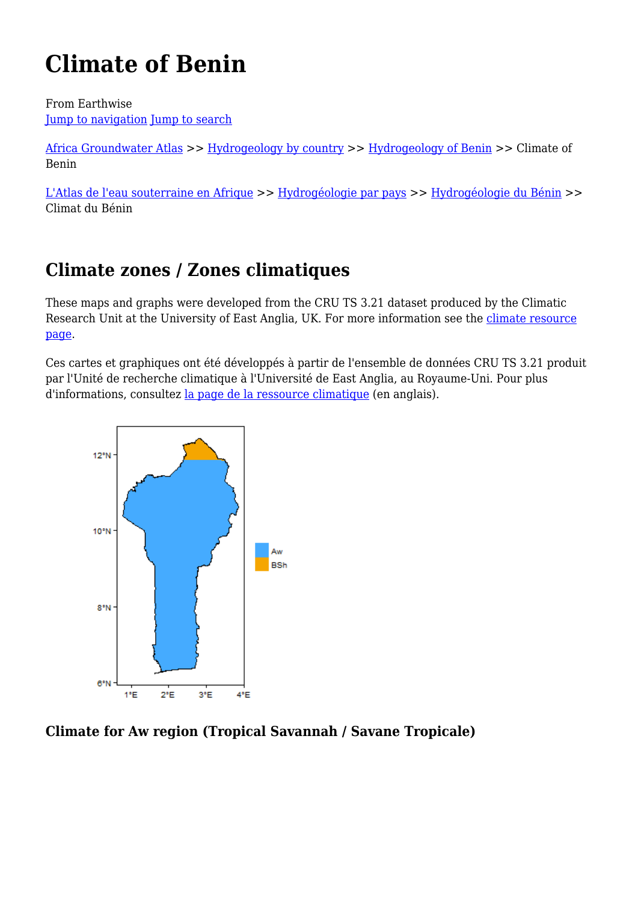# Climate of Benin

From Earthwise
Jump to navigation Jump to search

Africa Groundwater Atlas >> Hydrogeology by country >> Hydrogeology of Benin >> Climate of Benin

L'Atlas de l'eau souterraine en Afrique >> Hydrogéologie par pays >> Hydrogéologie du Bénin >> Climat du Bénin

## Climate zones / Zones climatiques

These maps and graphs were developed from the CRU TS 3.21 dataset produced by the Climatic Research Unit at the University of East Anglia, UK. For more information see the climate resource page.

Ces cartes et graphiques ont été développés à partir de l'ensemble de données CRU TS 3.21 produit par l'Unité de recherche climatique à l'Université de East Anglia, au Royaume-Uni. Pour plus d'informations, consultez la page de la ressource climatique (en anglais).

### Climate for Aw region (Tropical Savannah / Savane Tropicale)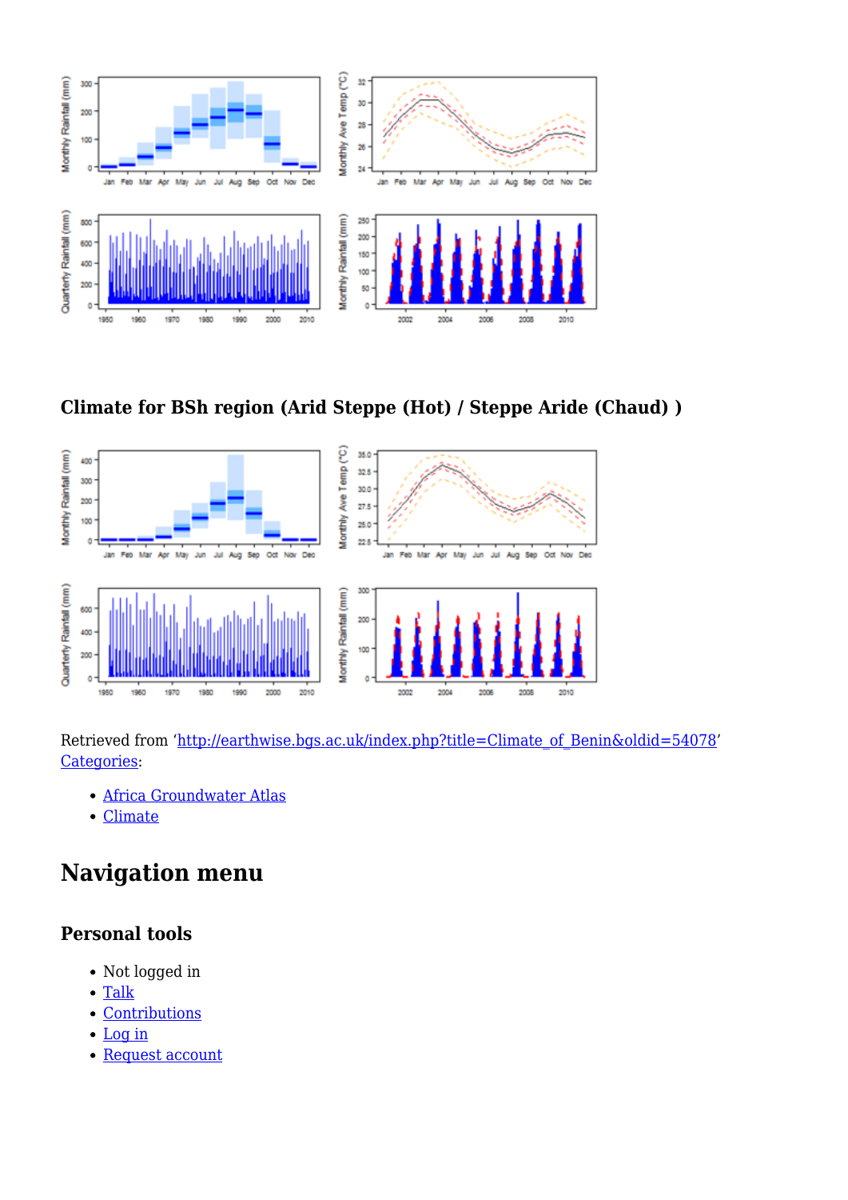## Climate for BSh region (Arid Steppe (Hot) / Steppe Aride (Chaud) )

Retrieved from ‘http://earthwise.bgs.ac.uk/index.php?title=Climate_of_Benin&oldid=54078’
Categories:

- Africa Groundwater Atlas
- Climate

# Navigation menu

## Personal tools

- Not logged in
- Talk
- Contributions
- Log in
- Request account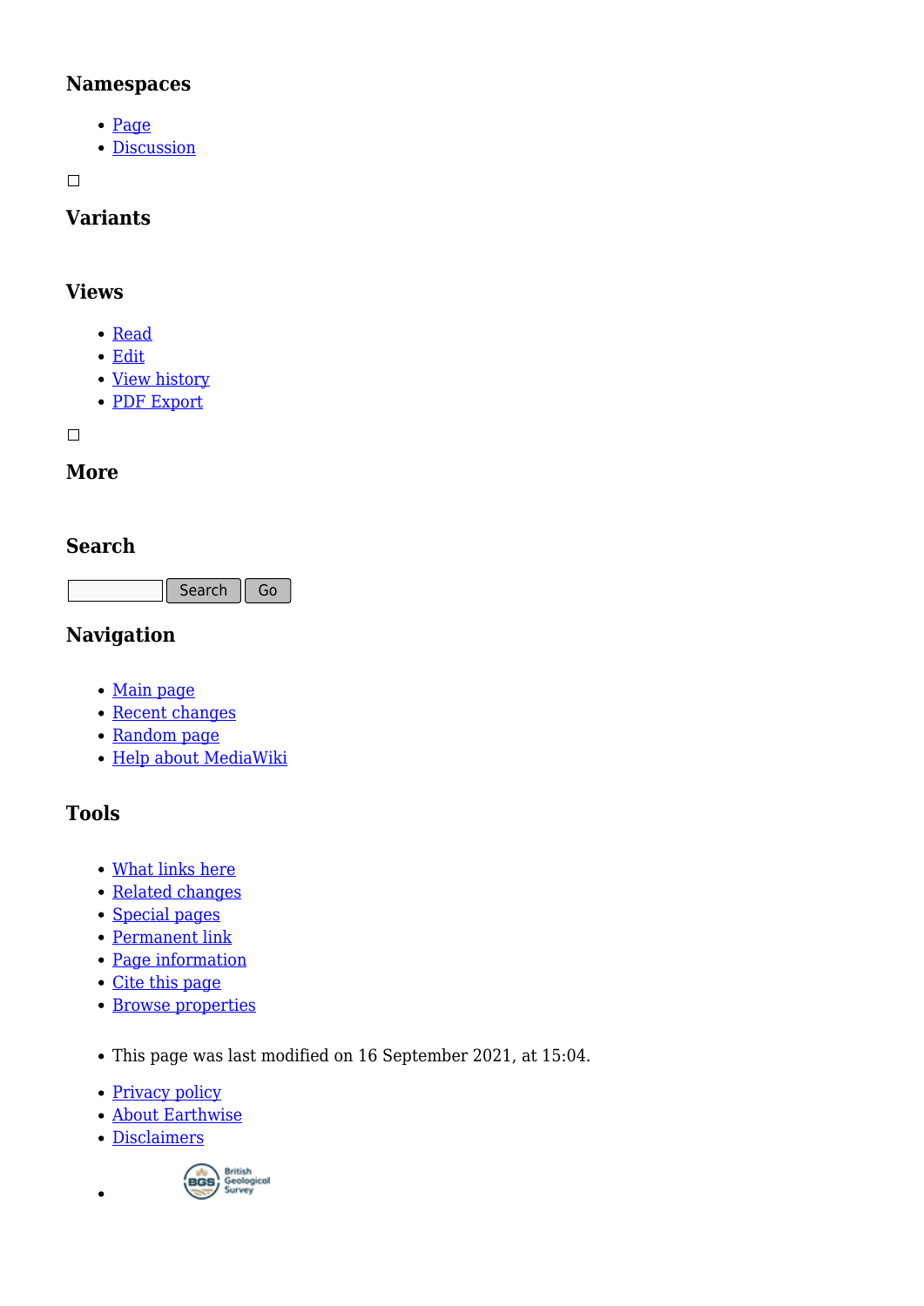### Namespaces

- Page
- Discussion

### Variants

### Views

- Read
- Edit
- View history
- PDF Export

### More

### Search

### Navigation

- Main page
- Recent changes
- Random page
- Help about MediaWiki

### Tools

- What links here
- Related changes
- Special pages
- Permanent link
- Page information
- Cite this page
- Browse properties

- This page was last modified on 16 September 2021, at 15:04.

- Privacy policy
- About Earthwise
- Disclaimers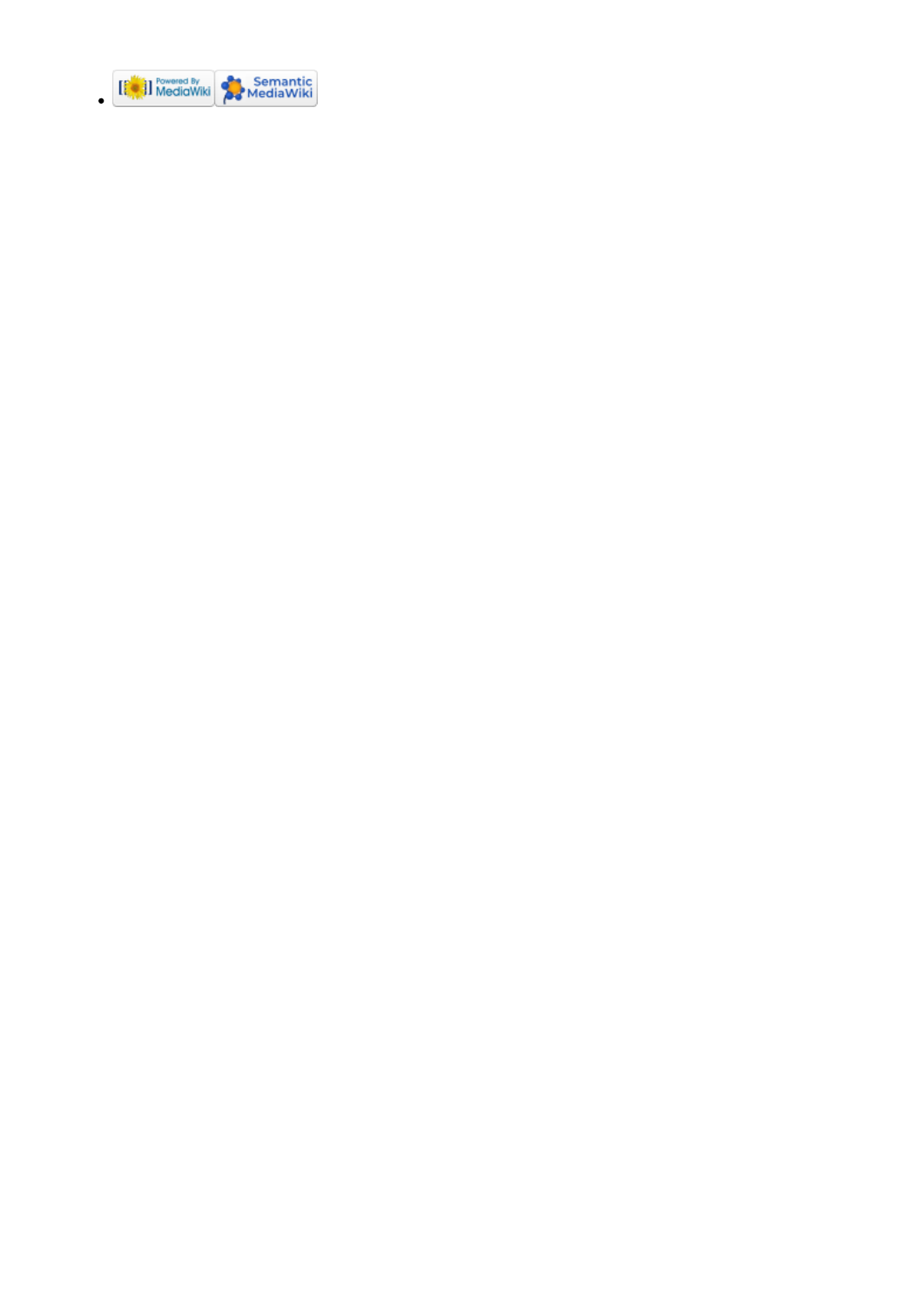- Powered By MediaWiki Semantic MediaWiki